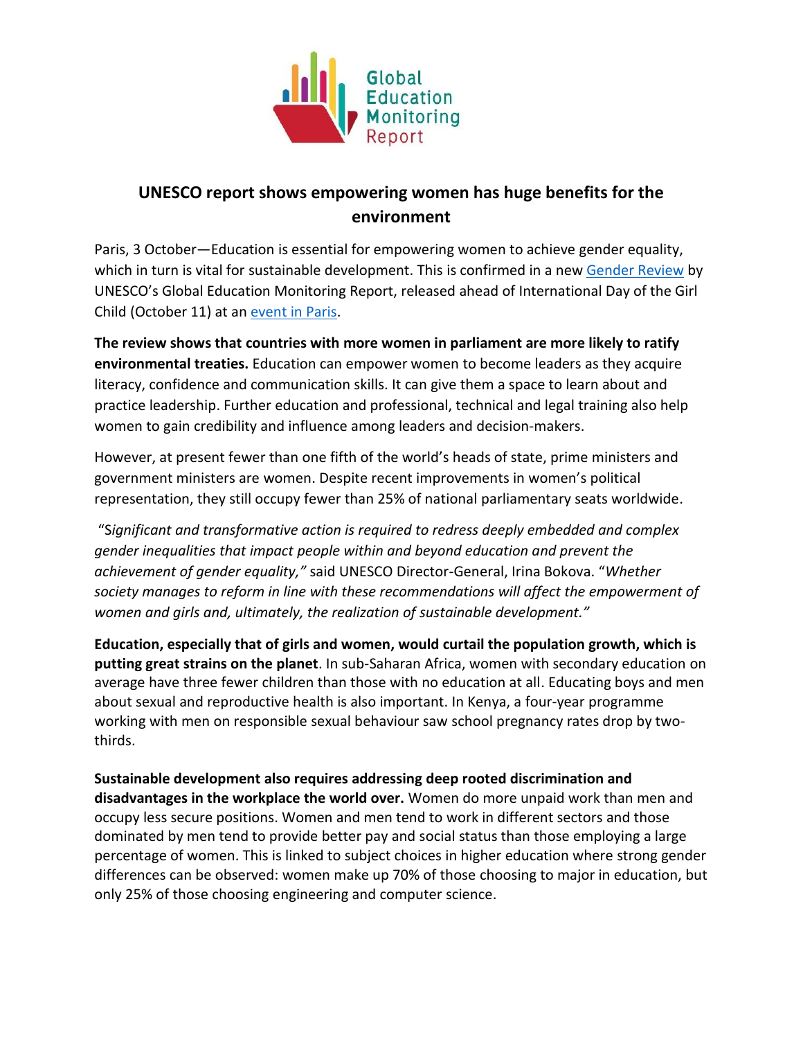# UNESCO report shows empowering women has huge benefits for the environment

Paris, 3 October—Education is essential for empowering women to achieve gender equality, which in turn is vital for sustainable development. This is confirmed in a new [Gender Review](Gender Review) by UNESCO's Global Education Monitoring Report, released ahead of International Day of the Girl Child (October 11) at an [event in Paris](event in Paris).

**The review shows that countries with more women in parliament are more likely to ratify environmental treaties.** Education can empower women to become leaders as they acquire literacy, confidence and communication skills. It can give them a space to learn about and practice leadership. Further education and professional, technical and legal training also help women to gain credibility and influence among leaders and decision-makers.

However, at present fewer than one fifth of the world's heads of state, prime ministers and government ministers are women. Despite recent improvements in women's political representation, they still occupy fewer than 25% of national parliamentary seats worldwide.

"*Significant and transformative action is required to redress deeply embedded and complex gender inequalities that impact people within and beyond education and prevent the achievement of gender equality,"* said UNESCO Director-General, Irina Bokova. "*Whether society manages to reform in line with these recommendations will affect the empowerment of women and girls and, ultimately, the realization of sustainable development."*

**Education, especially that of girls and women, would curtail the population growth, which is putting great strains on the planet**. In sub-Saharan Africa, women with secondary education on average have three fewer children than those with no education at all. Educating boys and men about sexual and reproductive health is also important. In Kenya, a four-year programme working with men on responsible sexual behaviour saw school pregnancy rates drop by two-thirds.

**Sustainable development also requires addressing deep rooted discrimination and disadvantages in the workplace the world over.** Women do more unpaid work than men and occupy less secure positions. Women and men tend to work in different sectors and those dominated by men tend to provide better pay and social status than those employing a large percentage of women. This is linked to subject choices in higher education where strong gender differences can be observed: women make up 70% of those choosing to major in education, but only 25% of those choosing engineering and computer science.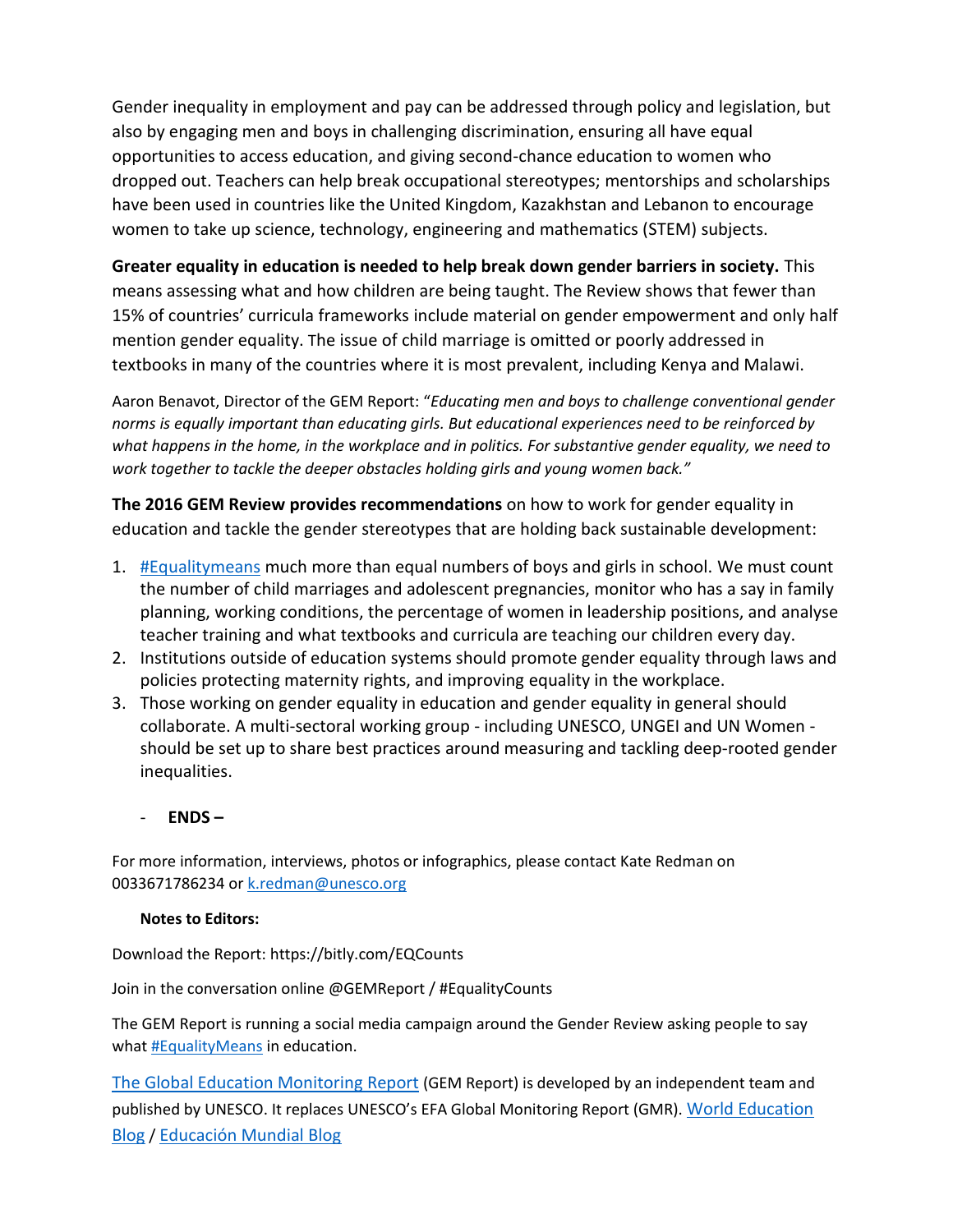Gender inequality in employment and pay can be addressed through policy and legislation, but also by engaging men and boys in challenging discrimination, ensuring all have equal opportunities to access education, and giving second-chance education to women who dropped out. Teachers can help break occupational stereotypes; mentorships and scholarships have been used in countries like the United Kingdom, Kazakhstan and Lebanon to encourage women to take up science, technology, engineering and mathematics (STEM) subjects.

**Greater equality in education is needed to help break down gender barriers in society.** This means assessing what and how children are being taught. The Review shows that fewer than 15% of countries' curricula frameworks include material on gender empowerment and only half mention gender equality. The issue of child marriage is omitted or poorly addressed in textbooks in many of the countries where it is most prevalent, including Kenya and Malawi.

Aaron Benavot, Director of the GEM Report: "*Educating men and boys to challenge conventional gender norms is equally important than educating girls. But educational experiences need to be reinforced by what happens in the home, in the workplace and in politics. For substantive gender equality, we need to work together to tackle the deeper obstacles holding girls and young women back.*"

**The 2016 GEM Review provides recommendations** on how to work for gender equality in education and tackle the gender stereotypes that are holding back sustainable development:

1. #Equalitymeans much more than equal numbers of boys and girls in school. We must count the number of child marriages and adolescent pregnancies, monitor who has a say in family planning, working conditions, the percentage of women in leadership positions, and analyse teacher training and what textbooks and curricula are teaching our children every day.
2. Institutions outside of education systems should promote gender equality through laws and policies protecting maternity rights, and improving equality in the workplace.
3. Those working on gender equality in education and gender equality in general should collaborate. A multi-sectoral working group - including UNESCO, UNGEI and UN Women - should be set up to share best practices around measuring and tackling deep-rooted gender inequalities.

- **ENDS –**

For more information, interviews, photos or infographics, please contact Kate Redman on 0033671786234 or k.redman@unesco.org

**Notes to Editors:**

Download the Report: https://bitly.com/EQCounts

Join in the conversation online @GEMReport / #EqualityCounts

The GEM Report is running a social media campaign around the Gender Review asking people to say what #EqualityMeans in education.

The Global Education Monitoring Report (GEM Report) is developed by an independent team and published by UNESCO. It replaces UNESCO's EFA Global Monitoring Report (GMR). World Education Blog / Educación Mundial Blog